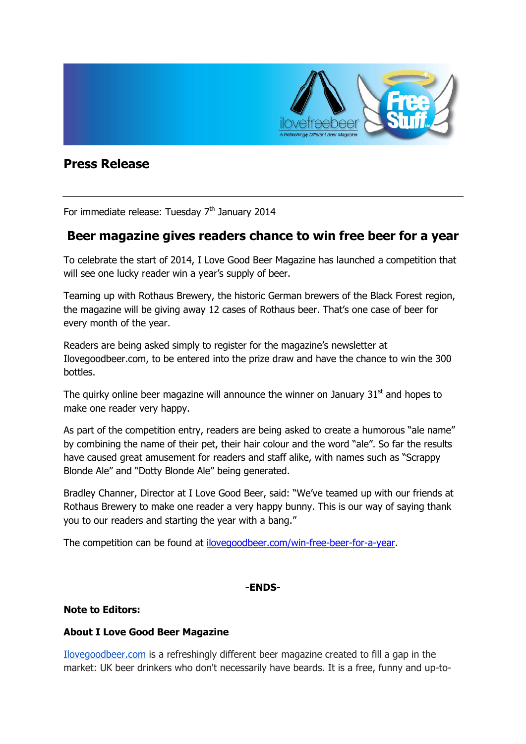# Press Release

---

For immediate release: Tuesday 7th January 2014

## Beer magazine gives readers chance to win free beer for a year

To celebrate the start of 2014, I Love Good Beer Magazine has launched a competition that will see one lucky reader win a year's supply of beer.

Teaming up with Rothaus Brewery, the historic German brewers of the Black Forest region, the magazine will be giving away 12 cases of Rothaus beer. That's one case of beer for every month of the year.

Readers are being asked simply to register for the magazine's newsletter at Ilovegoodbeer.com, to be entered into the prize draw and have the chance to win the 300 bottles.

The quirky online beer magazine will announce the winner on January 31st and hopes to make one reader very happy.

As part of the competition entry, readers are being asked to create a humorous "ale name" by combining the name of their pet, their hair colour and the word "ale". So far the results have caused great amusement for readers and staff alike, with names such as "Scrappy Blonde Ale" and "Dotty Blonde Ale" being generated.

Bradley Channer, Director at I Love Good Beer, said: "We've teamed up with our friends at Rothaus Brewery to make one reader a very happy bunny. This is our way of saying thank you to our readers and starting the year with a bang."

The competition can be found at [ilovegoodbeer.com/win-free-beer-for-a-year](ilovegoodbeer.com/win-free-beer-for-a-year).

**-ENDS-**

**Note to Editors:**

**About I Love Good Beer Magazine**

[Ilovegoodbeer.com](Ilovegoodbeer.com) is a refreshingly different beer magazine created to fill a gap in the market: UK beer drinkers who don't necessarily have beards. It is a free, funny and up-to-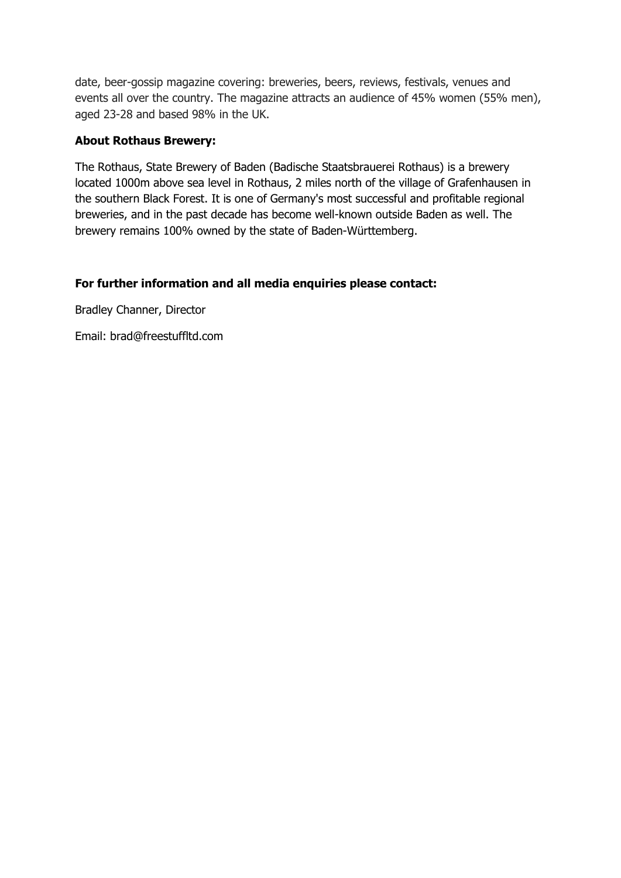date, beer-gossip magazine covering: breweries, beers, reviews, festivals, venues and events all over the country. The magazine attracts an audience of 45% women (55% men), aged 23-28 and based 98% in the UK.

**About Rothaus Brewery:**

The Rothaus, State Brewery of Baden (Badische Staatsbrauerei Rothaus) is a brewery located 1000m above sea level in Rothaus, 2 miles north of the village of Grafenhausen in the southern Black Forest. It is one of Germany's most successful and profitable regional breweries, and in the past decade has become well-known outside Baden as well. The brewery remains 100% owned by the state of Baden-Württemberg.

**For further information and all media enquiries please contact:**

Bradley Channer, Director

Email: brad@freestuffltd.com